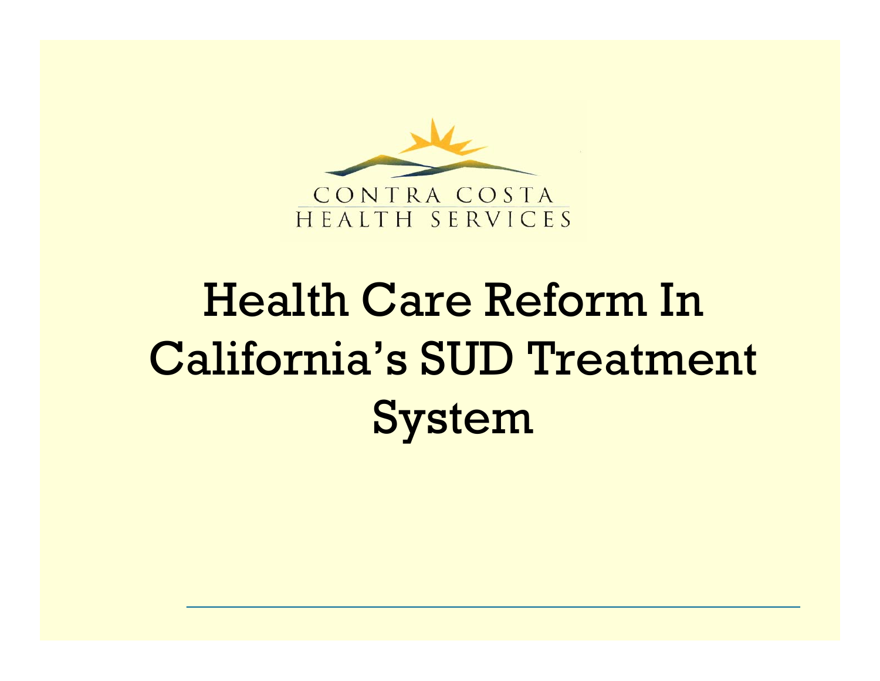CONTRA COSTA
HEALTH SERVICES

# Health Care Reform In California's SUD Treatment System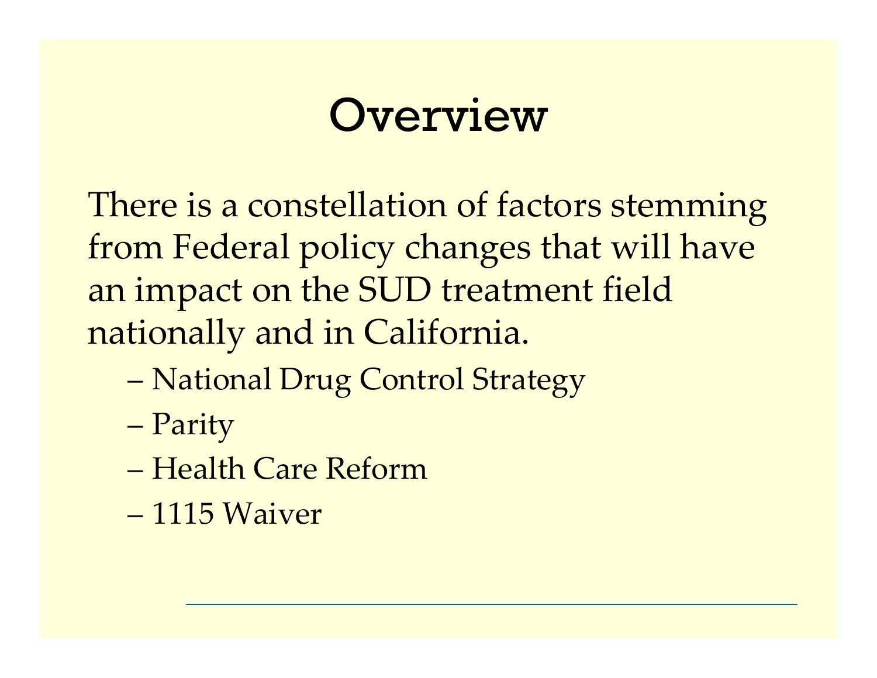# Overview

There is a constellation of factors stemming from Federal policy changes that will have an impact on the SUD treatment field nationally and in California.

- National Drug Control Strategy
- Parity
- Health Care Reform
- 1115 Waiver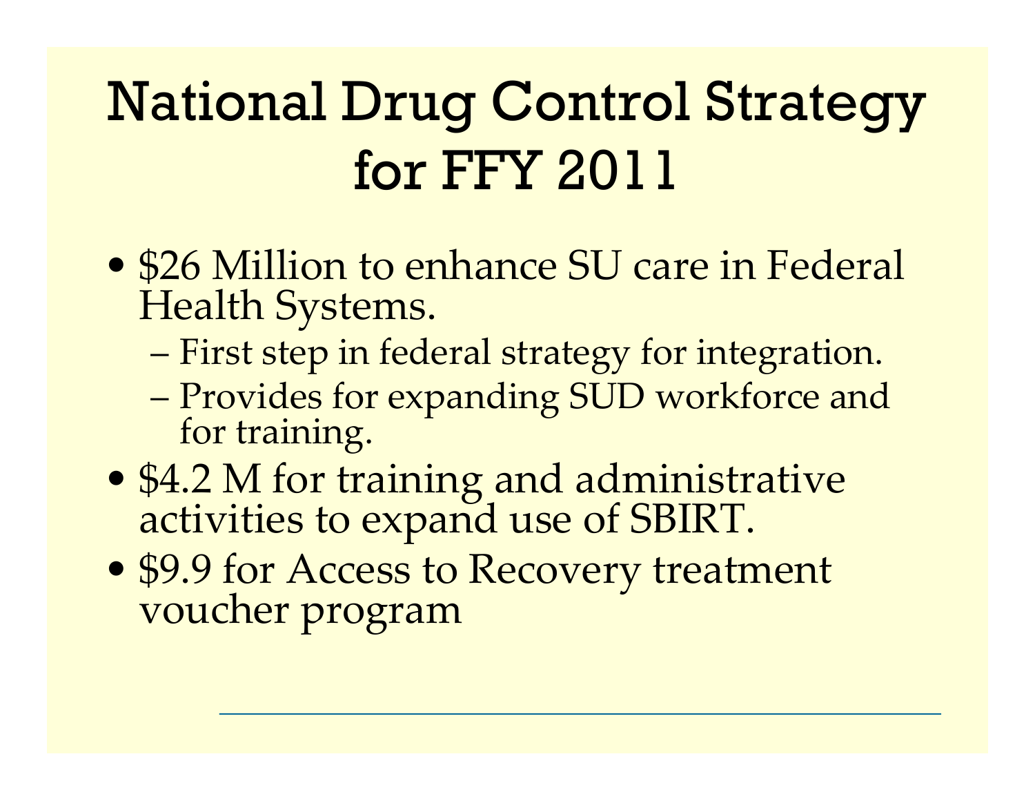# National Drug Control Strategy for FFY 2011

- $26 Million to enhance SU care in Federal Health Systems.
  - First step in federal strategy for integration.
  - Provides for expanding SUD workforce and for training.
- $4.2 M for training and administrative activities to expand use of SBIRT.
- $9.9 for Access to Recovery treatment voucher program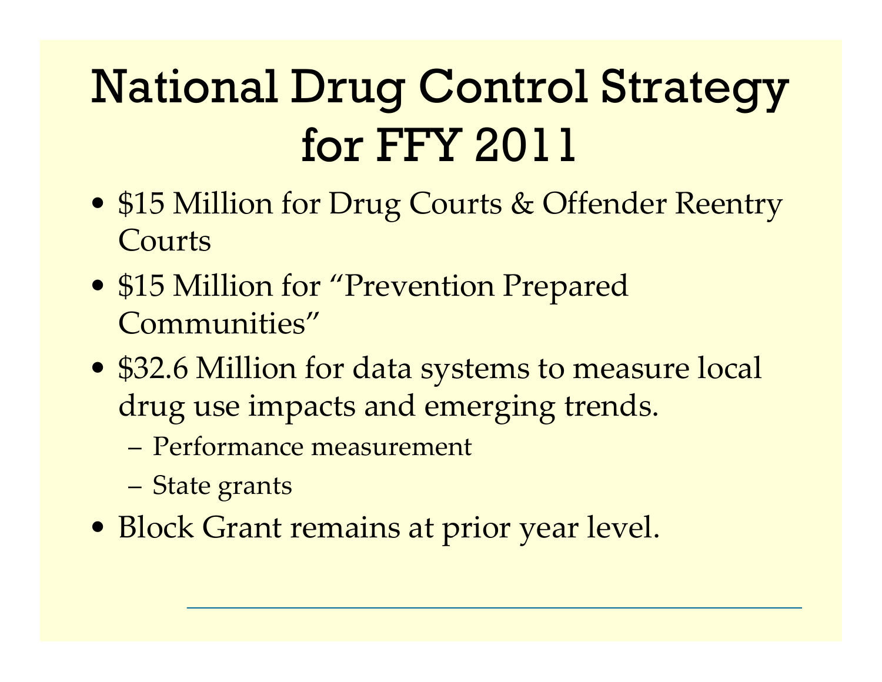# National Drug Control Strategy for FFY 2011

- $15 Million for Drug Courts & Offender Reentry Courts
- $15 Million for "Prevention Prepared Communities"
- $32.6 Million for data systems to measure local drug use impacts and emerging trends.
  - Performance measurement
  - State grants
- Block Grant remains at prior year level.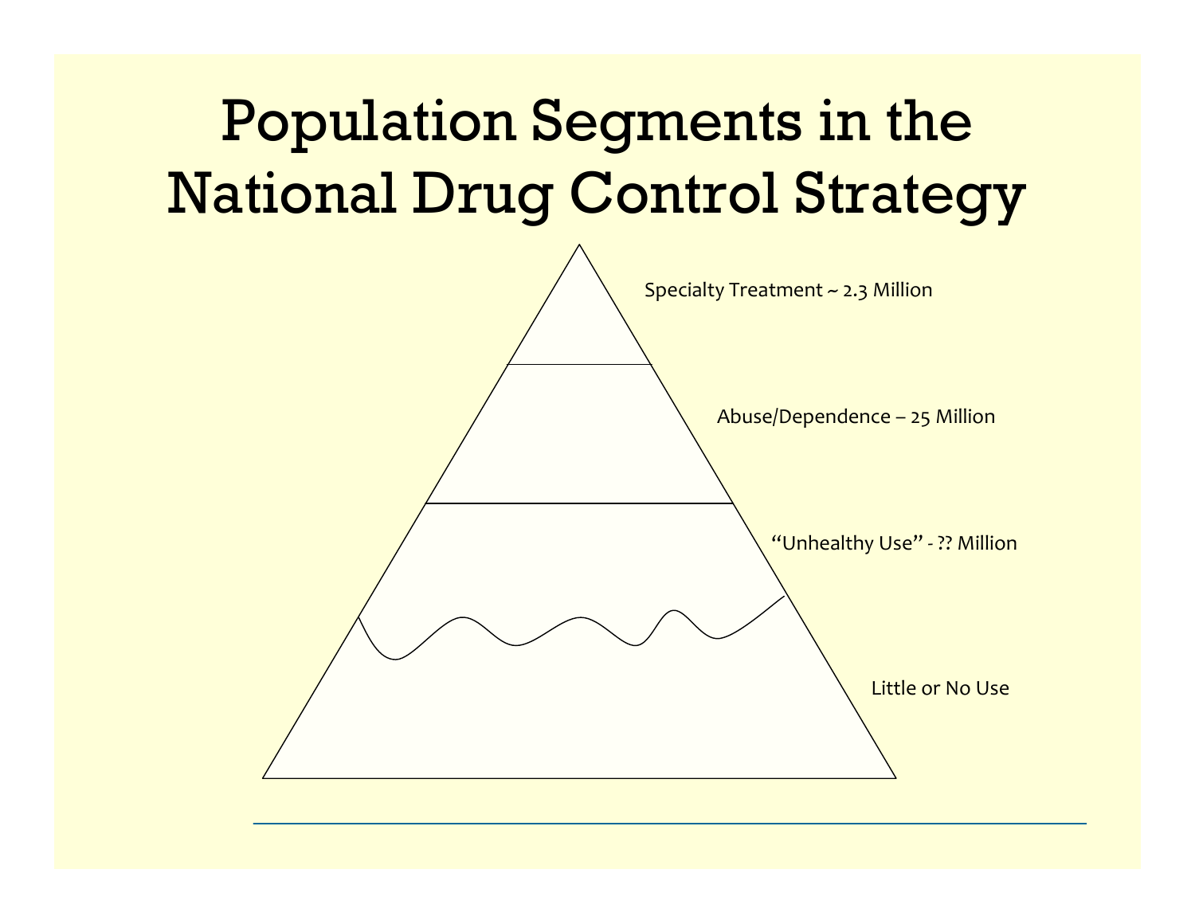# Population Segments in the National Drug Control Strategy

Specialty Treatment ~ 2.3 Million

Abuse/Dependence – 25 Million

"Unhealthy Use" - ?? Million

Little or No Use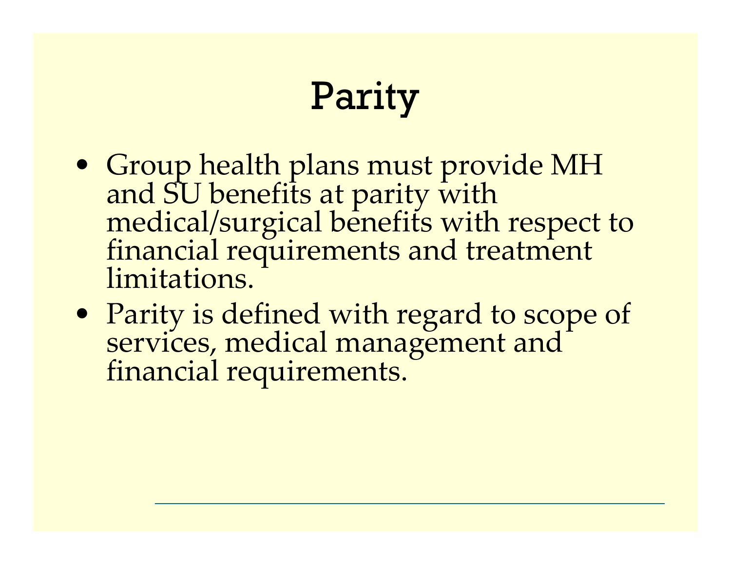# Parity

- Group health plans must provide MH and SU benefits at parity with medical/surgical benefits with respect to financial requirements and treatment limitations.
- Parity is defined with regard to scope of services, medical management and financial requirements.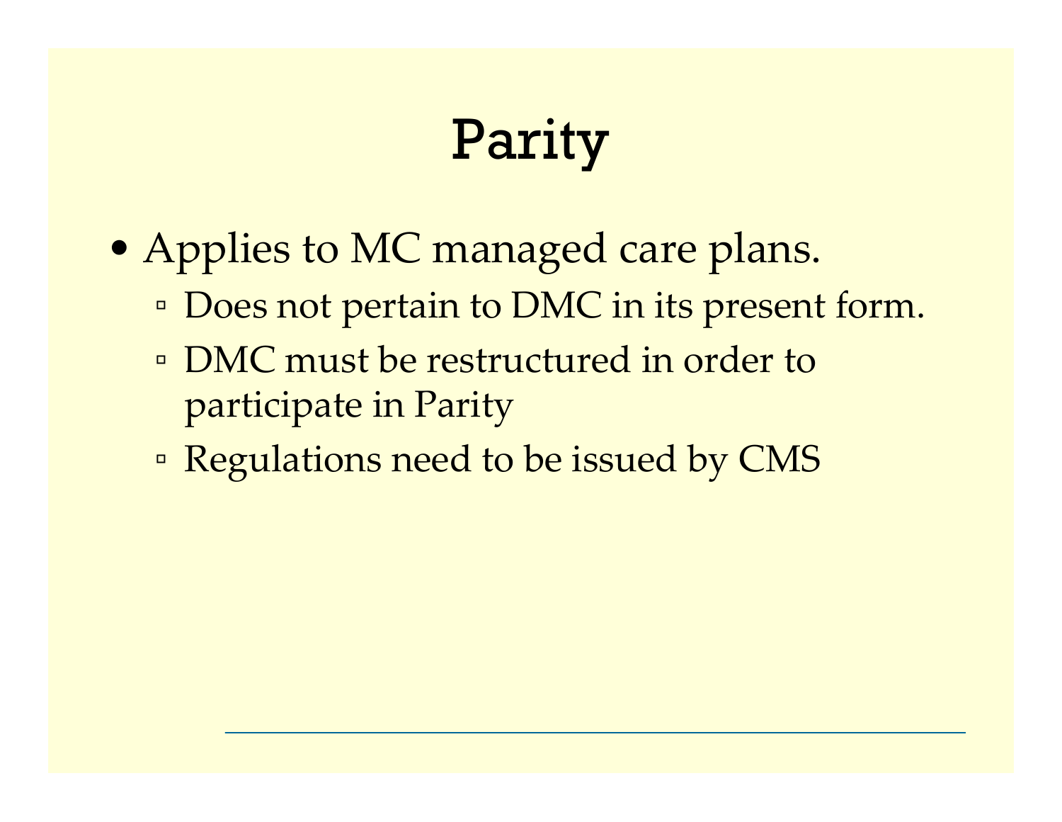# Parity

- Applies to MC managed care plans.
  - Does not pertain to DMC in its present form.
  - DMC must be restructured in order to participate in Parity
  - Regulations need to be issued by CMS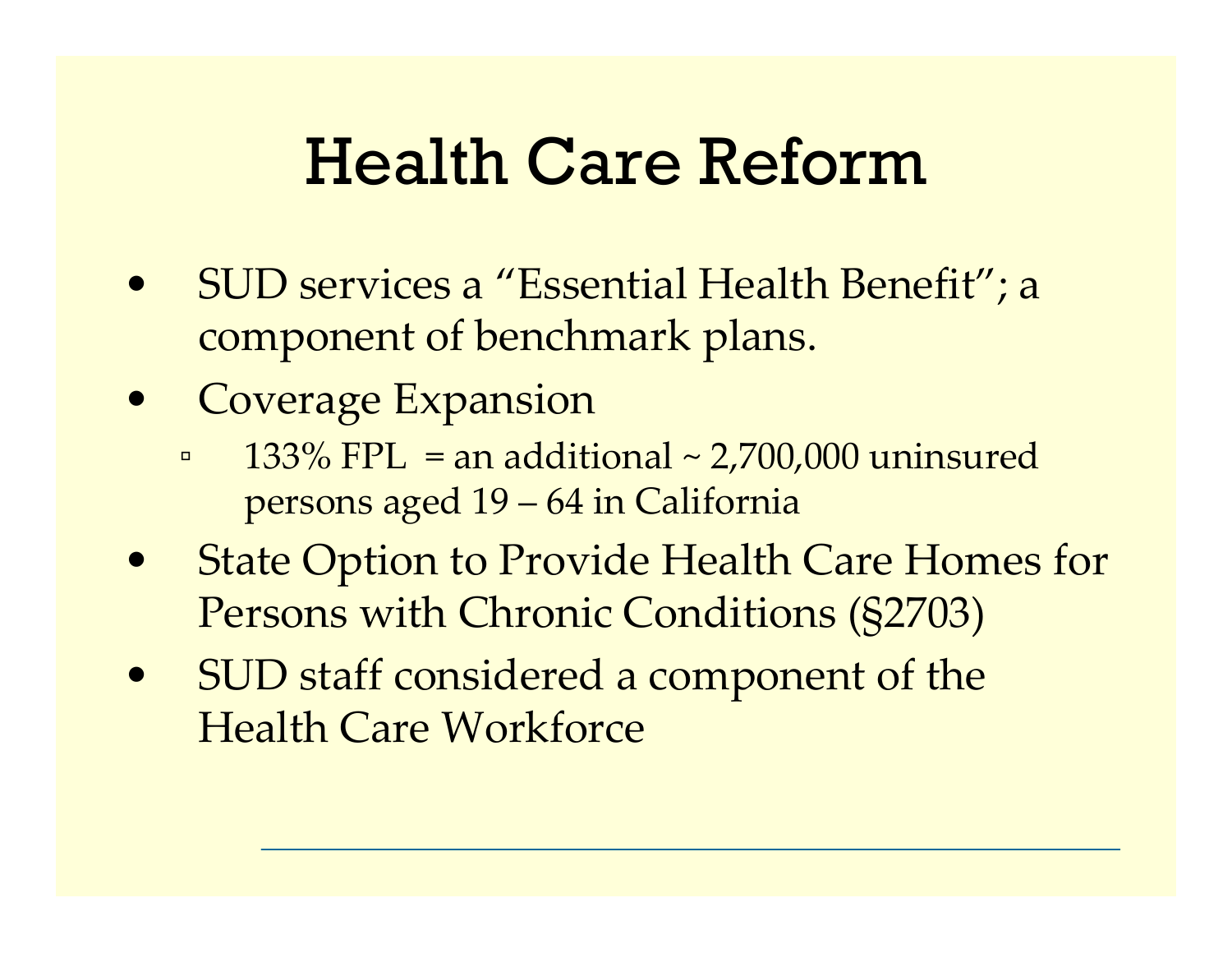# Health Care Reform

- SUD services a “Essential Health Benefit”; a component of benchmark plans.
- Coverage Expansion
  - 133% FPL = an additional ~ 2,700,000 uninsured persons aged 19 – 64 in California
- State Option to Provide Health Care Homes for Persons with Chronic Conditions (§2703)
- SUD staff considered a component of the Health Care Workforce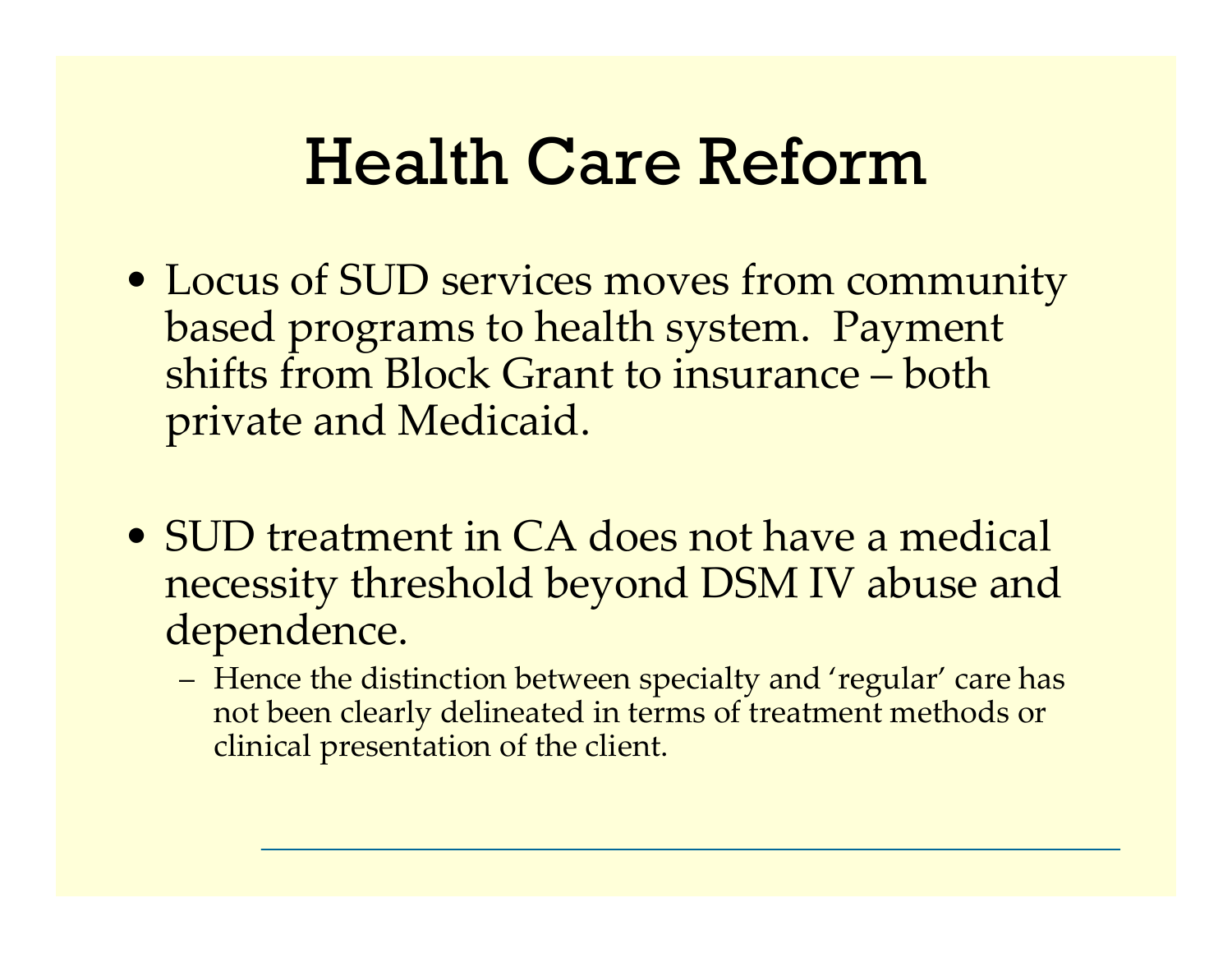# Health Care Reform

- Locus of SUD services moves from community based programs to health system. Payment shifts from Block Grant to insurance – both private and Medicaid.

- SUD treatment in CA does not have a medical necessity threshold beyond DSM IV abuse and dependence.
  - Hence the distinction between specialty and 'regular' care has not been clearly delineated in terms of treatment methods or clinical presentation of the client.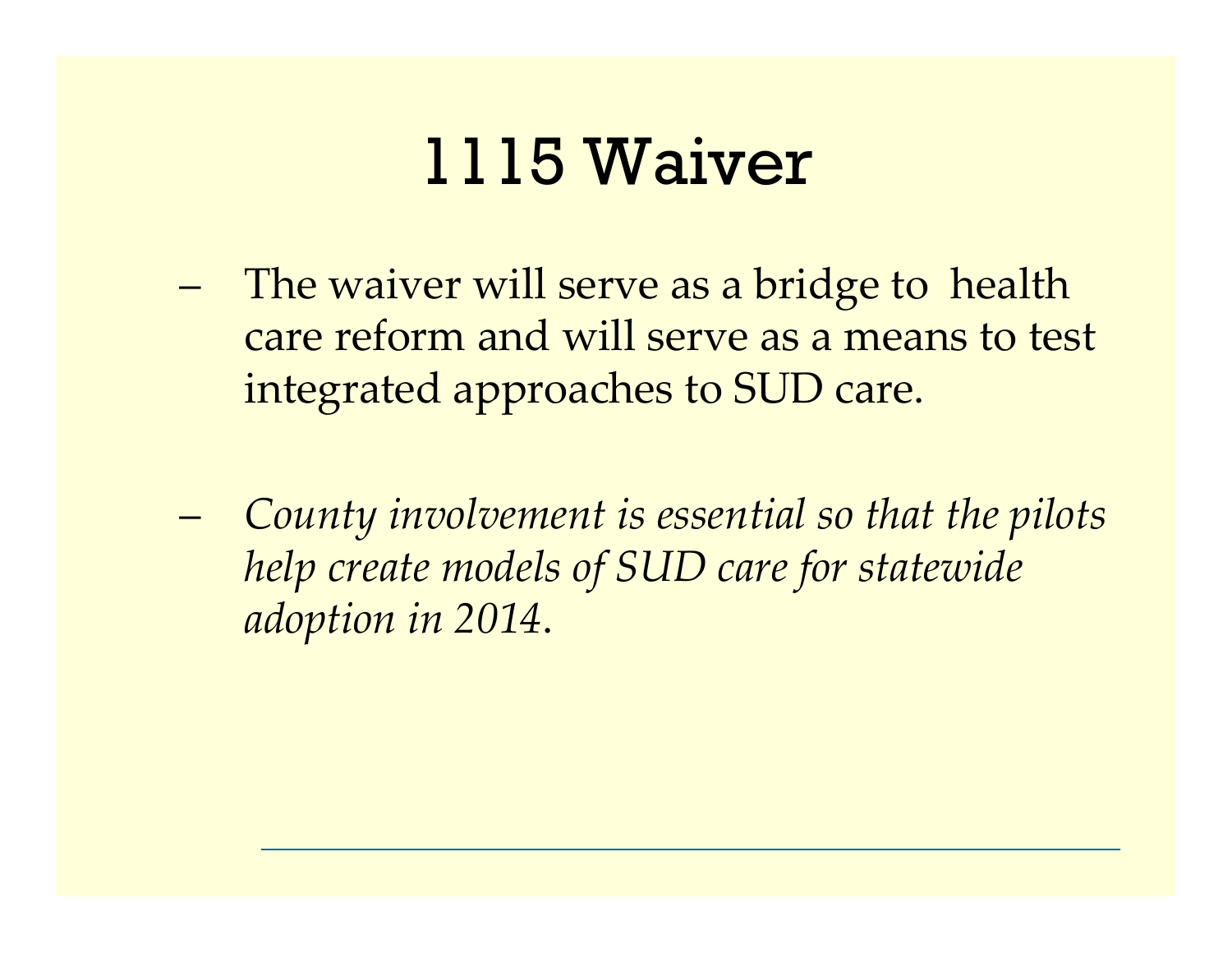# 1115 Waiver

- The waiver will serve as a bridge to health care reform and will serve as a means to test integrated approaches to SUD care.

- *County involvement is essential so that the pilots help create models of SUD care for statewide adoption in 2014.*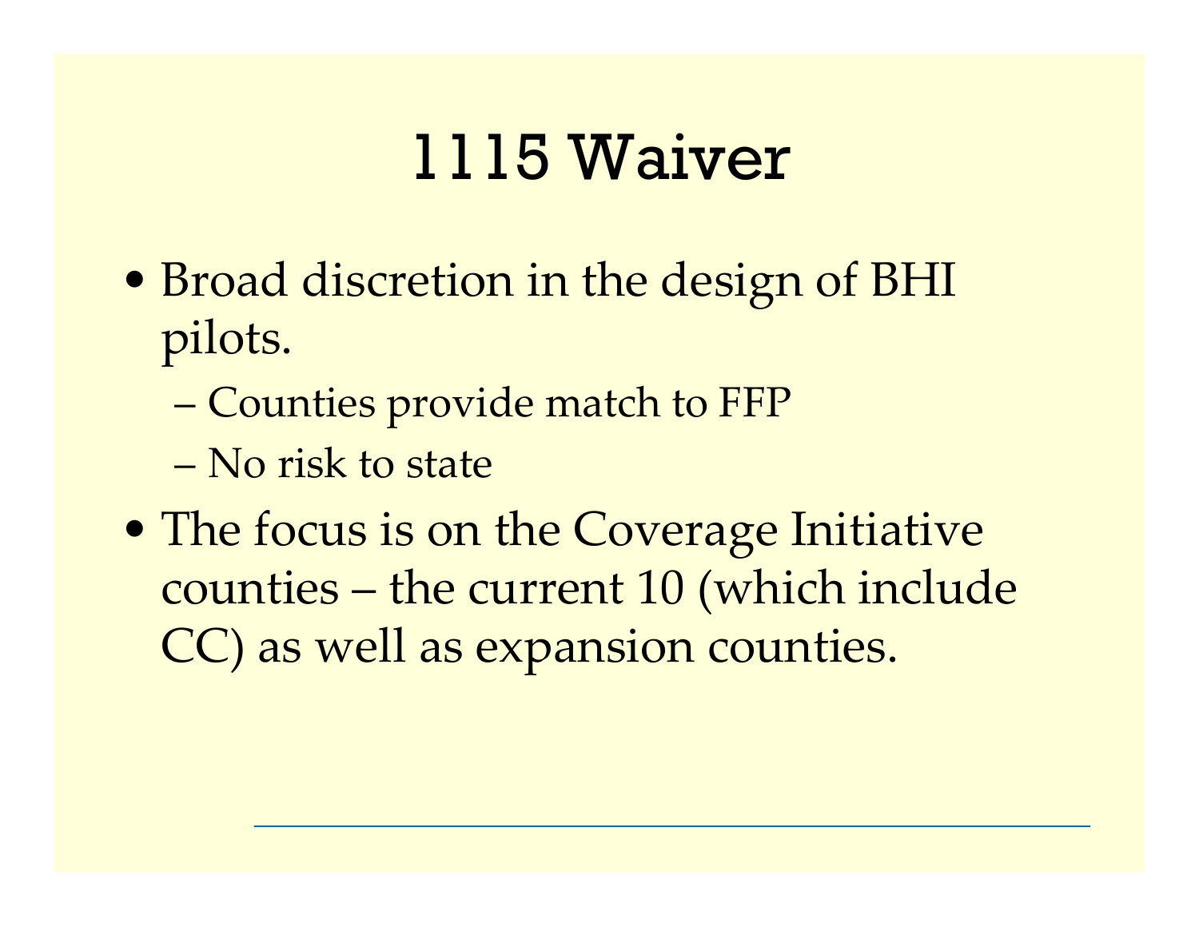# 1115 Waiver

- Broad discretion in the design of BHI pilots.
  - Counties provide match to FFP
  - No risk to state
- The focus is on the Coverage Initiative counties – the current 10 (which include CC) as well as expansion counties.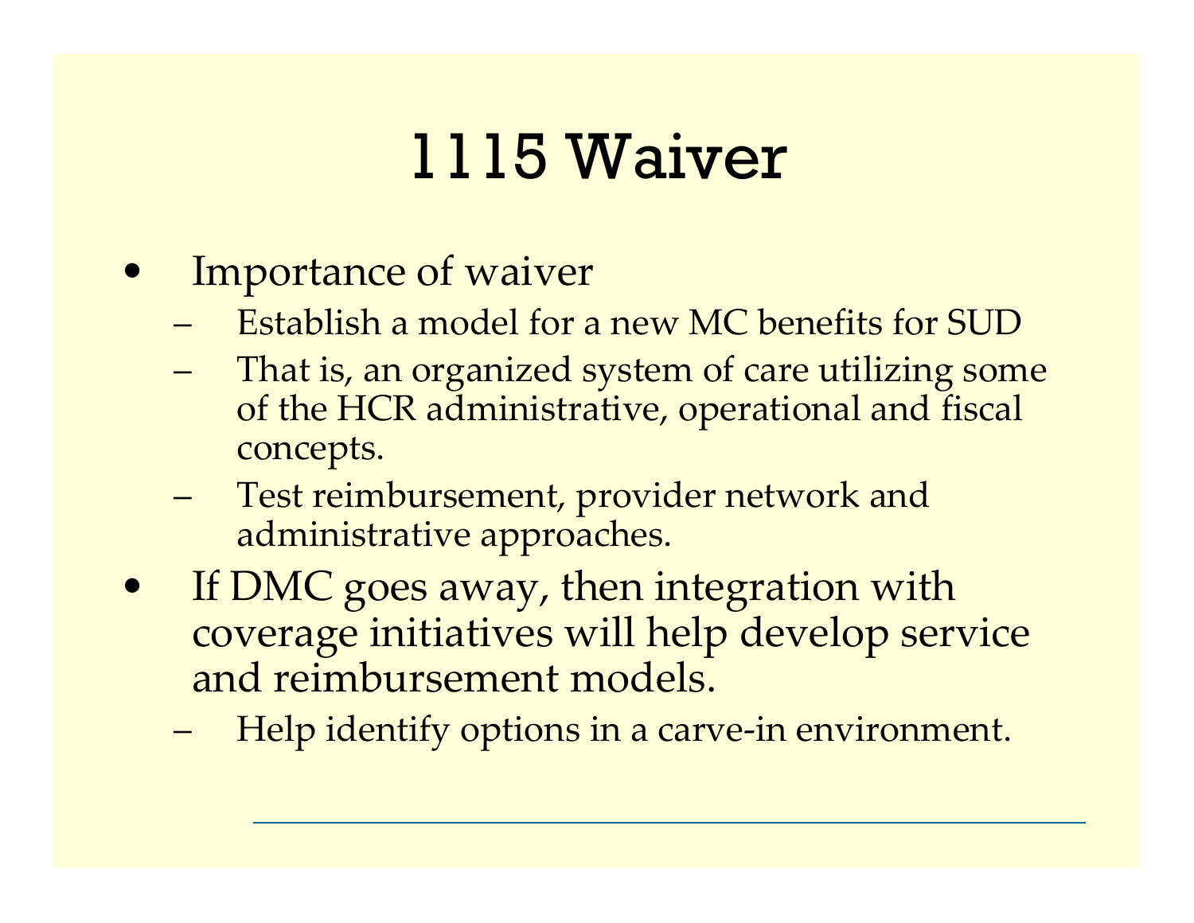# 1115 Waiver

- Importance of waiver
  - Establish a model for a new MC benefits for SUD
  - That is, an organized system of care utilizing some of the HCR administrative, operational and fiscal concepts.
  - Test reimbursement, provider network and administrative approaches.
- If DMC goes away, then integration with coverage initiatives will help develop service and reimbursement models.
  - Help identify options in a carve-in environment.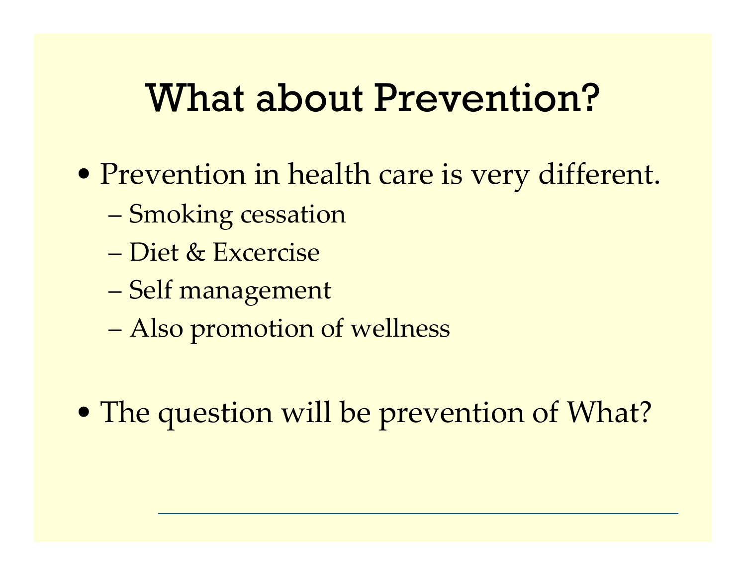# What about Prevention?

- Prevention in health care is very different.
  - Smoking cessation
  - Diet & Excercise
  - Self management
  - Also promotion of wellness

- The question will be prevention of What?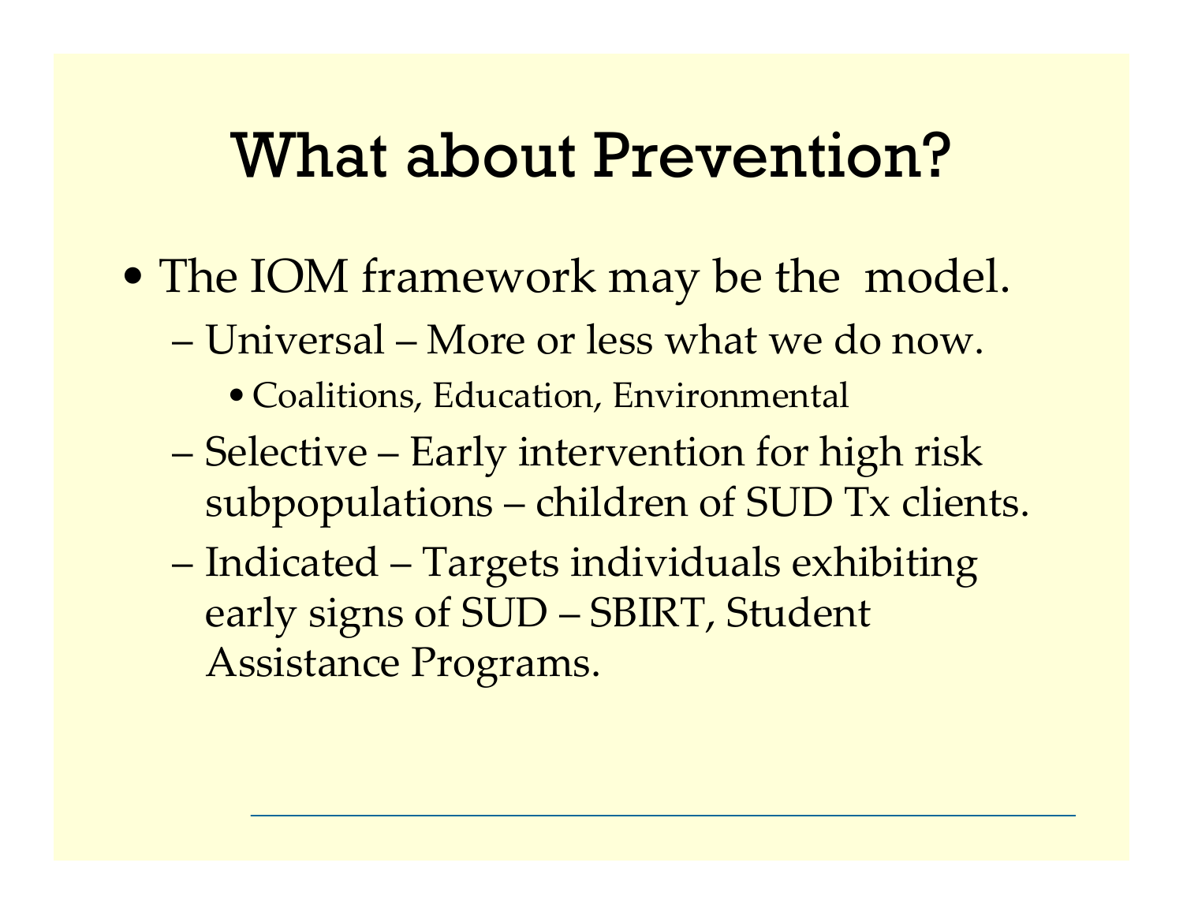# What about Prevention?

- The IOM framework may be the  model.
  - Universal – More or less what we do now.
    - Coalitions, Education, Environmental
  - Selective – Early intervention for high risk subpopulations – children of SUD Tx clients.
  - Indicated – Targets individuals exhibiting early signs of SUD – SBIRT, Student Assistance Programs.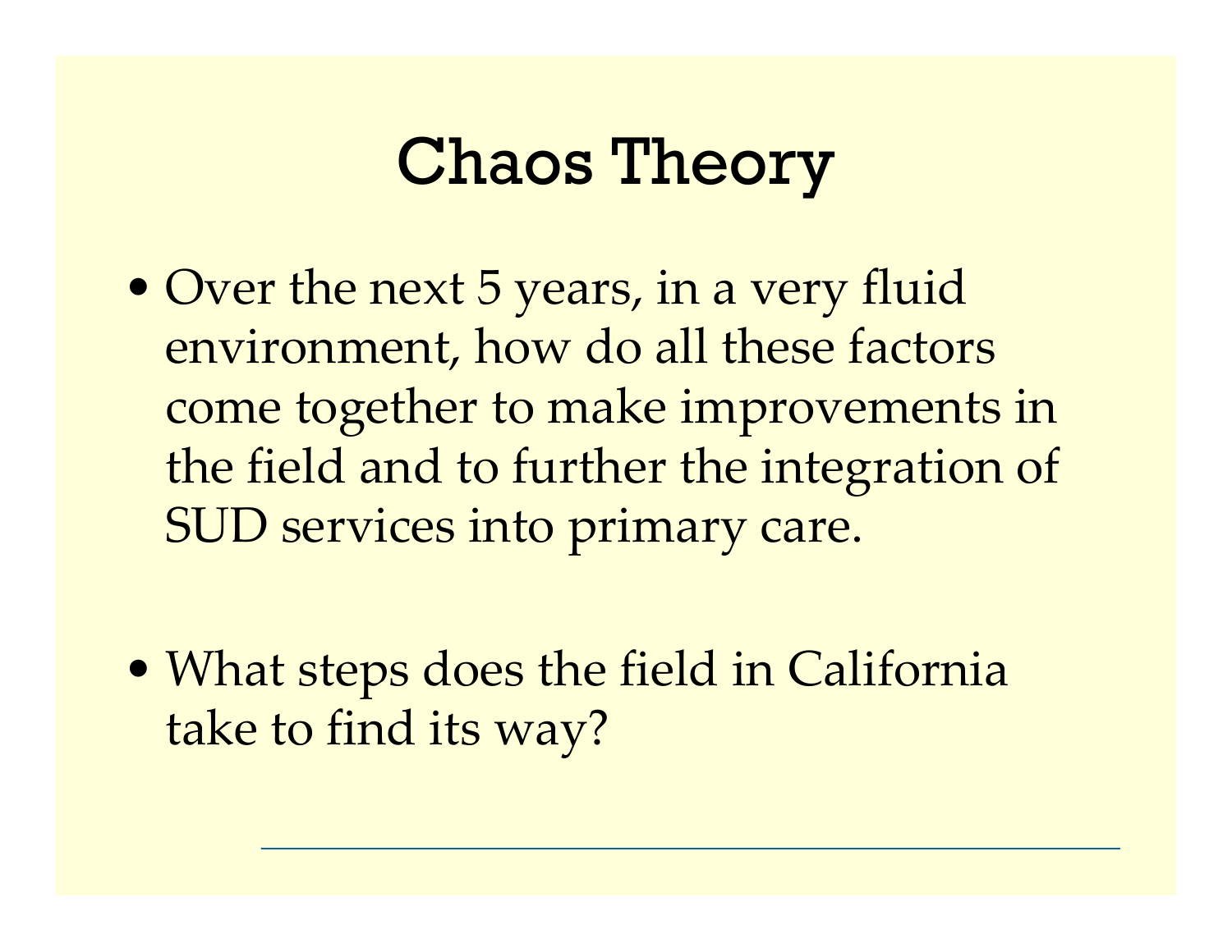# Chaos Theory

- Over the next 5 years, in a very fluid environment, how do all these factors come together to make improvements in the field and to further the integration of SUD services into primary care.

- What steps does the field in California take to find its way?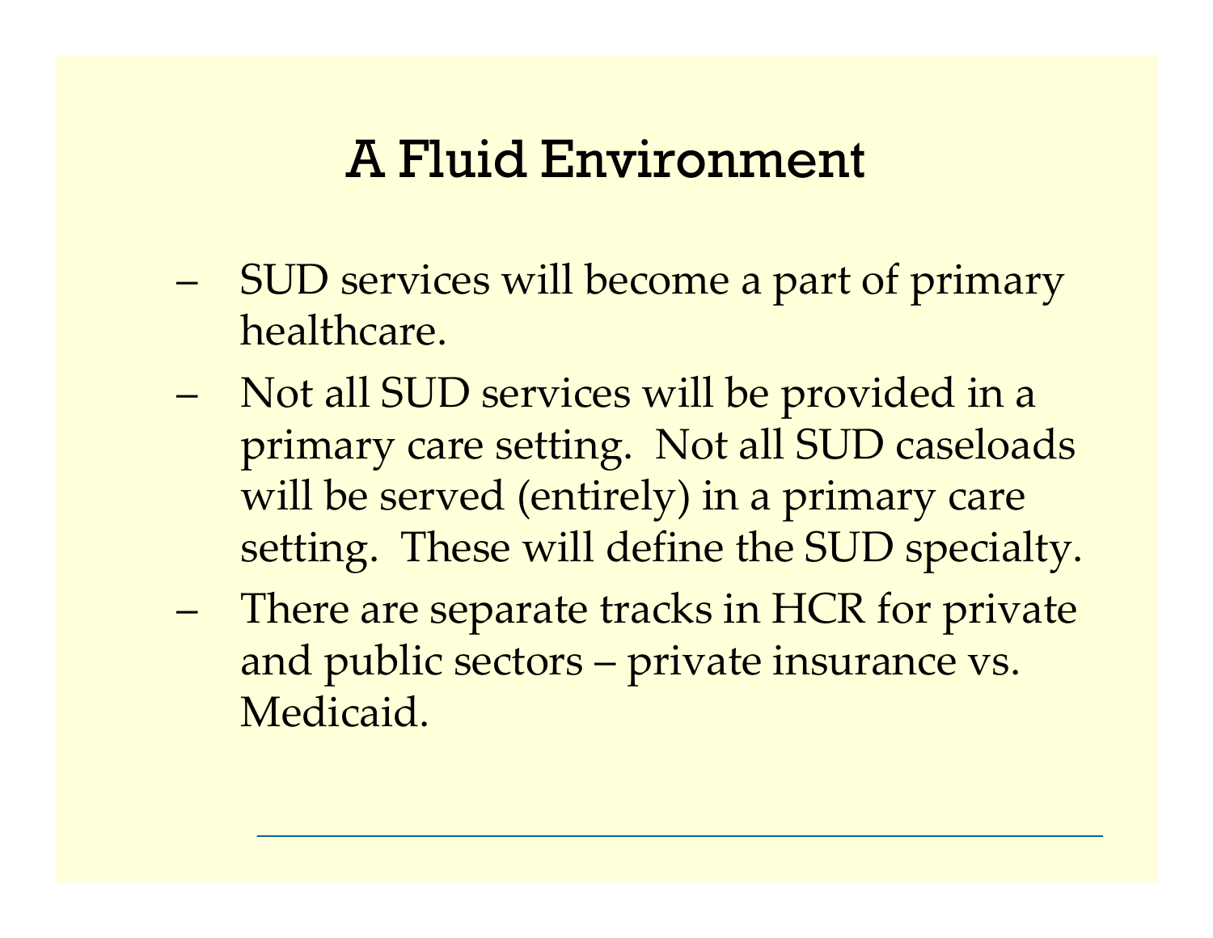# A Fluid Environment

- SUD services will become a part of primary healthcare.
- Not all SUD services will be provided in a primary care setting. Not all SUD caseloads will be served (entirely) in a primary care setting. These will define the SUD specialty.
- There are separate tracks in HCR for private and public sectors – private insurance vs. Medicaid.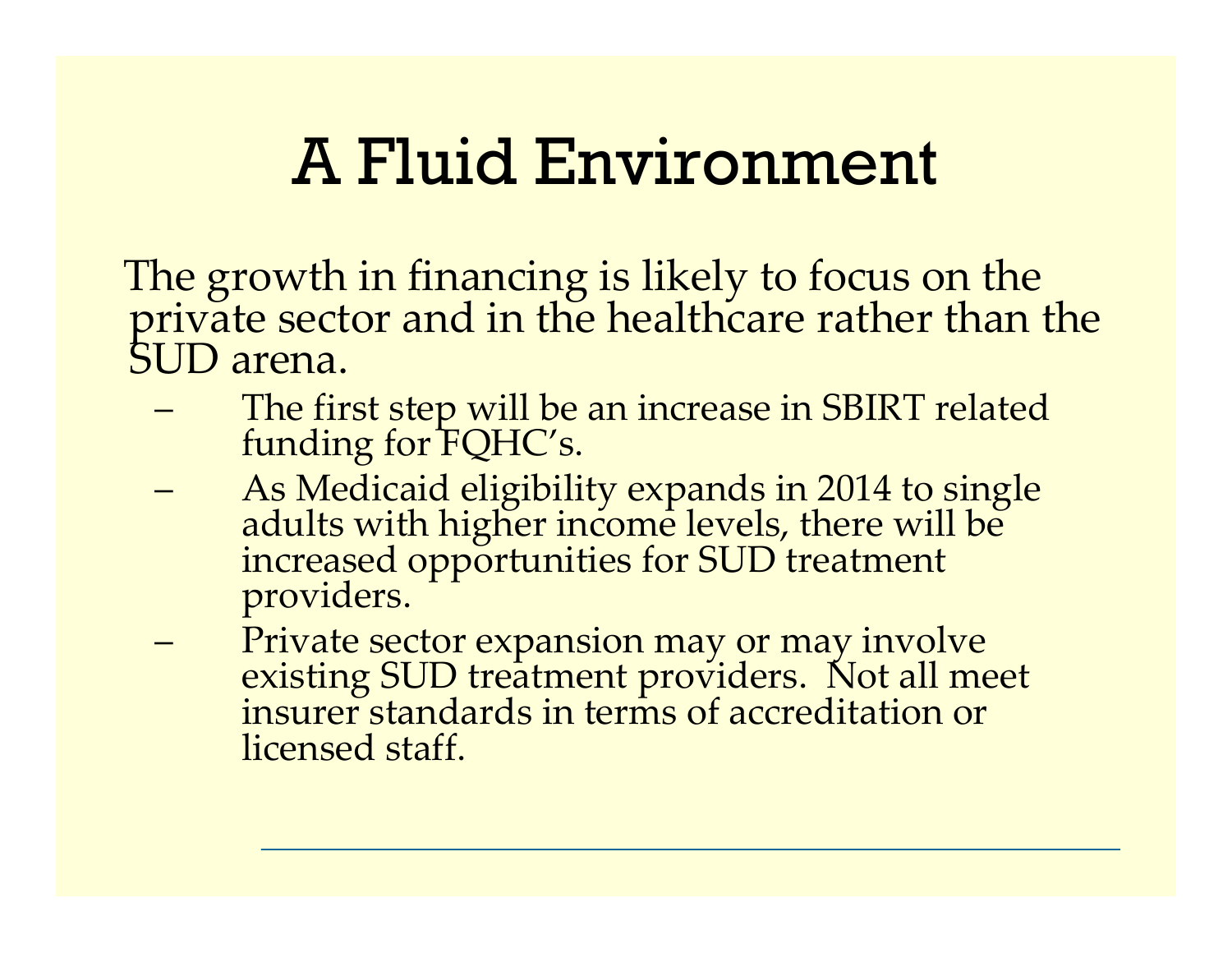# A Fluid Environment

The growth in financing is likely to focus on the private sector and in the healthcare rather than the SUD arena.

- The first step will be an increase in SBIRT related funding for FQHC's.
- As Medicaid eligibility expands in 2014 to single adults with higher income levels, there will be increased opportunities for SUD treatment providers.
- Private sector expansion may or may involve existing SUD treatment providers. Not all meet insurer standards in terms of accreditation or licensed staff.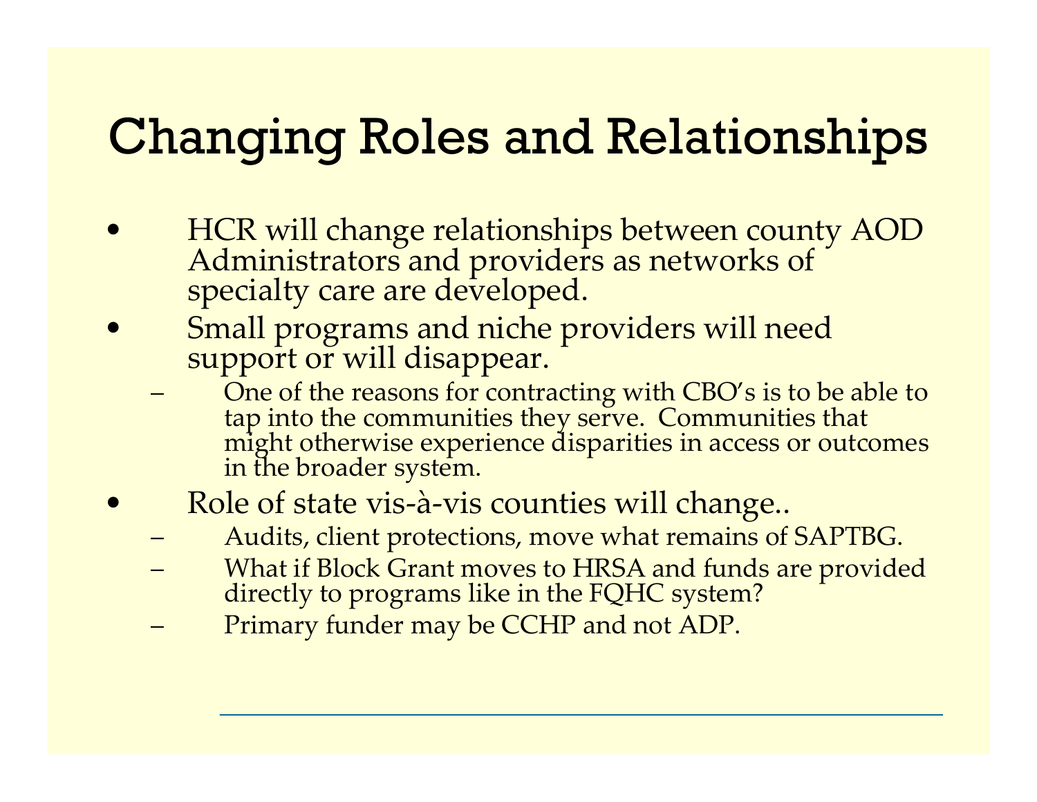# Changing Roles and Relationships

- HCR will change relationships between county AOD Administrators and providers as networks of specialty care are developed.
- Small programs and niche providers will need support or will disappear.
  - One of the reasons for contracting with CBO's is to be able to tap into the communities they serve. Communities that might otherwise experience disparities in access or outcomes in the broader system.
- Role of state vis-à-vis counties will change..
  - Audits, client protections, move what remains of SAPTBG.
  - What if Block Grant moves to HRSA and funds are provided directly to programs like in the FQHC system?
  - Primary funder may be CCHP and not ADP.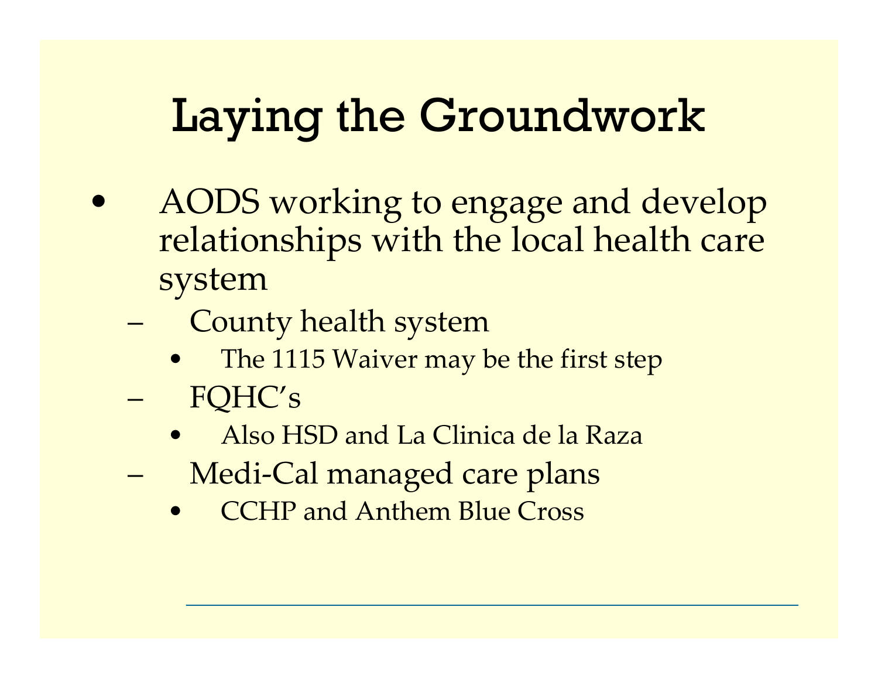# Laying the Groundwork

- AODS working to engage and develop relationships with the local health care system
  - County health system
    - The 1115 Waiver may be the first step
  - FQHC's
    - Also HSD and La Clinica de la Raza
  - Medi-Cal managed care plans
    - CCHP and Anthem Blue Cross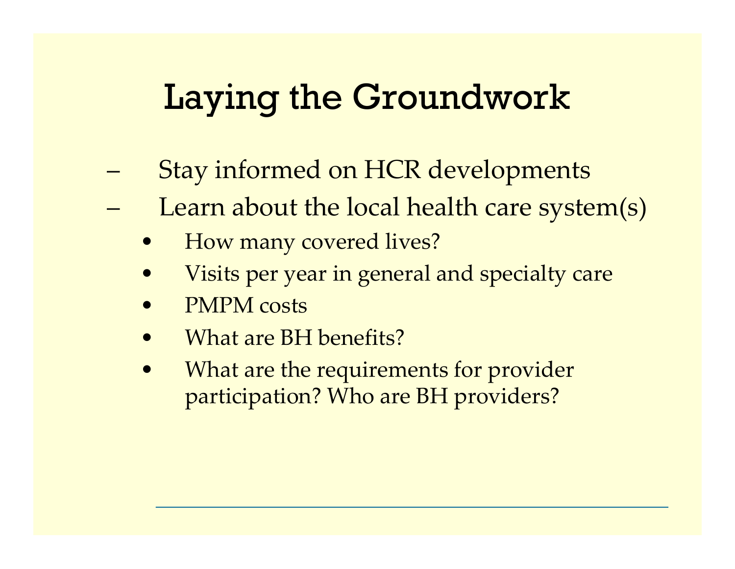# Laying the Groundwork

- Stay informed on HCR developments
- Learn about the local health care system(s)
  - How many covered lives?
  - Visits per year in general and specialty care
  - PMPM costs
  - What are BH benefits?
  - What are the requirements for provider participation? Who are BH providers?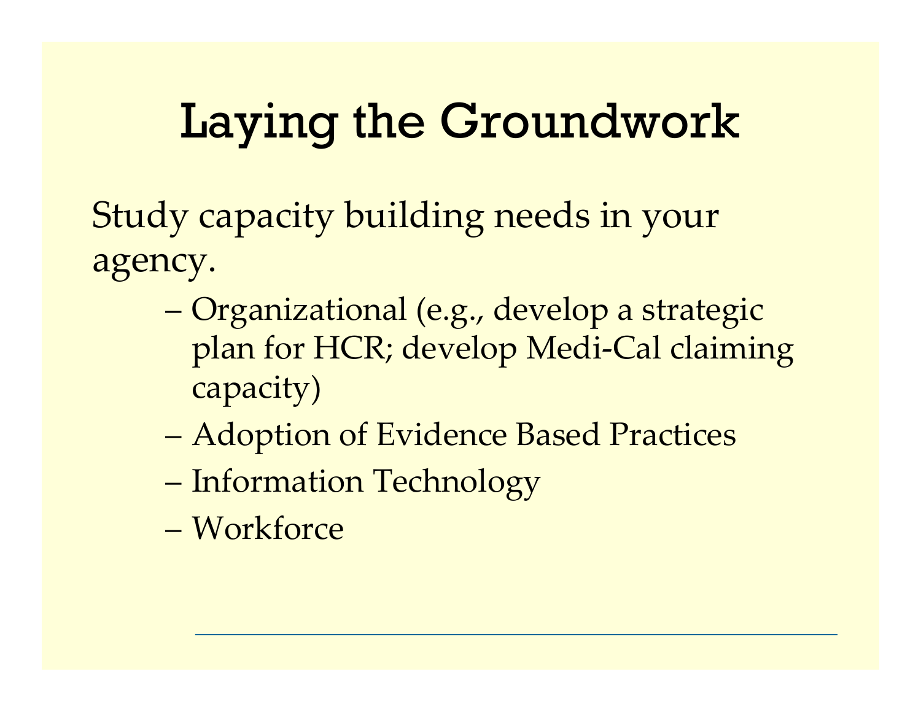# Laying the Groundwork

Study capacity building needs in your agency.

- Organizational (e.g., develop a strategic plan for HCR; develop Medi-Cal claiming capacity)
- Adoption of Evidence Based Practices
- Information Technology
- Workforce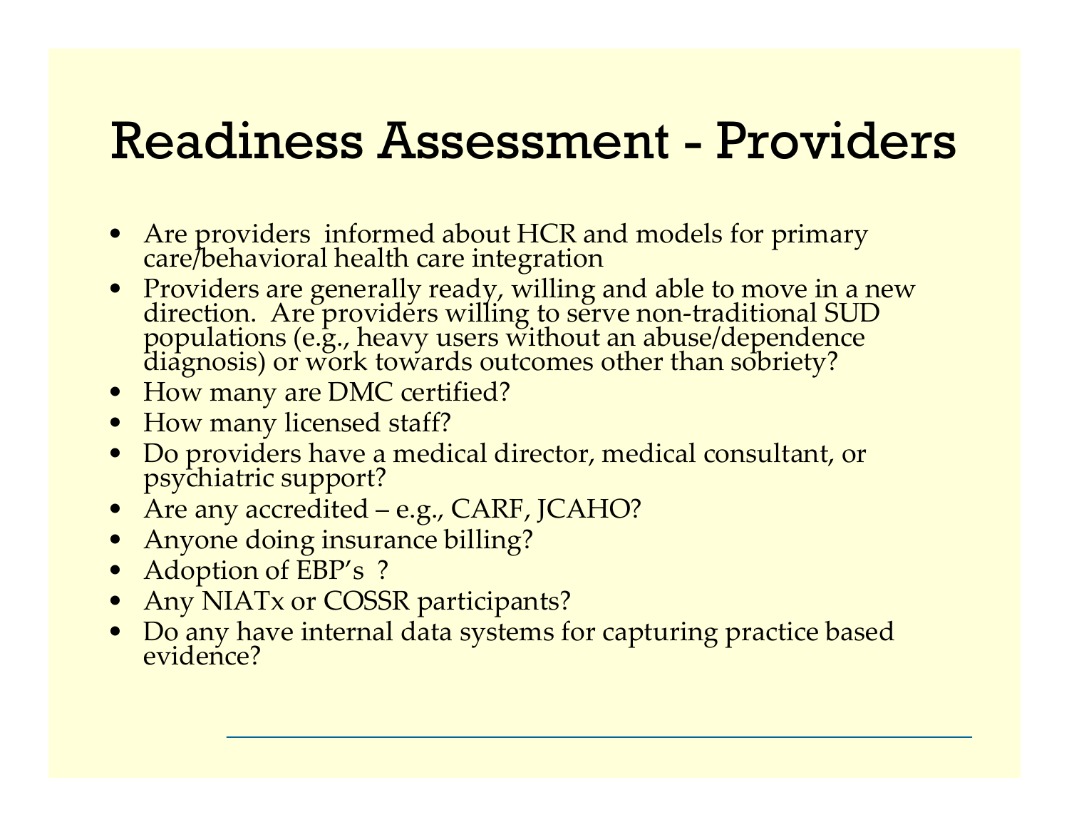# Readiness Assessment - Providers

- Are providers  informed about HCR and models for primary care/behavioral health care integration
- Providers are generally ready, willing and able to move in a new direction.  Are providers willing to serve non-traditional SUD populations (e.g., heavy users without an abuse/dependence diagnosis) or work towards outcomes other than sobriety?
- How many are DMC certified?
- How many licensed staff?
- Do providers have a medical director, medical consultant, or psychiatric support?
- Are any accredited – e.g., CARF, JCAHO?
- Anyone doing insurance billing?
- Adoption of EBP's  ?
- Any NIATx or COSSR participants?
- Do any have internal data systems for capturing practice based evidence?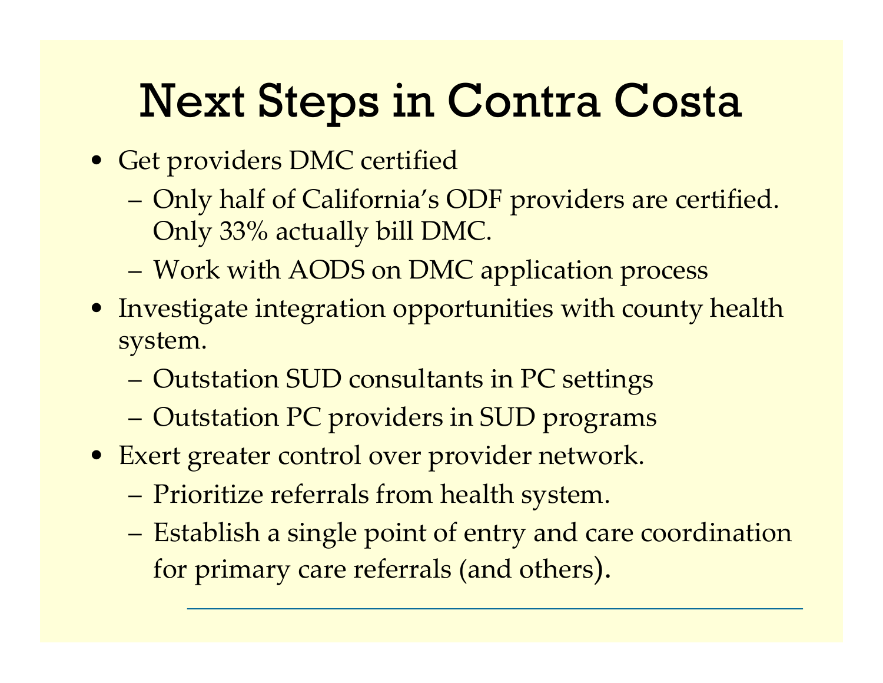# Next Steps in Contra Costa

- Get providers DMC certified
  - Only half of California's ODF providers are certified. Only 33% actually bill DMC.
  - Work with AODS on DMC application process
- Investigate integration opportunities with county health system.
  - Outstation SUD consultants in PC settings
  - Outstation PC providers in SUD programs
- Exert greater control over provider network.
  - Prioritize referrals from health system.
  - Establish a single point of entry and care coordination for primary care referrals (and others).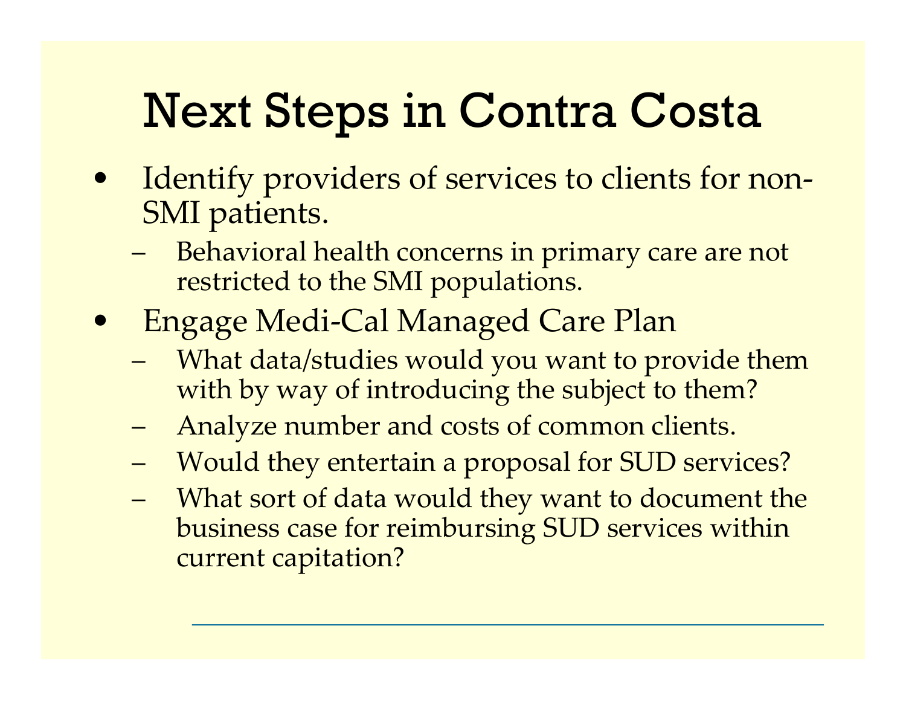# Next Steps in Contra Costa

- Identify providers of services to clients for non-SMI patients.
  - Behavioral health concerns in primary care are not restricted to the SMI populations.
- Engage Medi-Cal Managed Care Plan
  - What data/studies would you want to provide them with by way of introducing the subject to them?
  - Analyze number and costs of common clients.
  - Would they entertain a proposal for SUD services?
  - What sort of data would they want to document the business case for reimbursing SUD services within current capitation?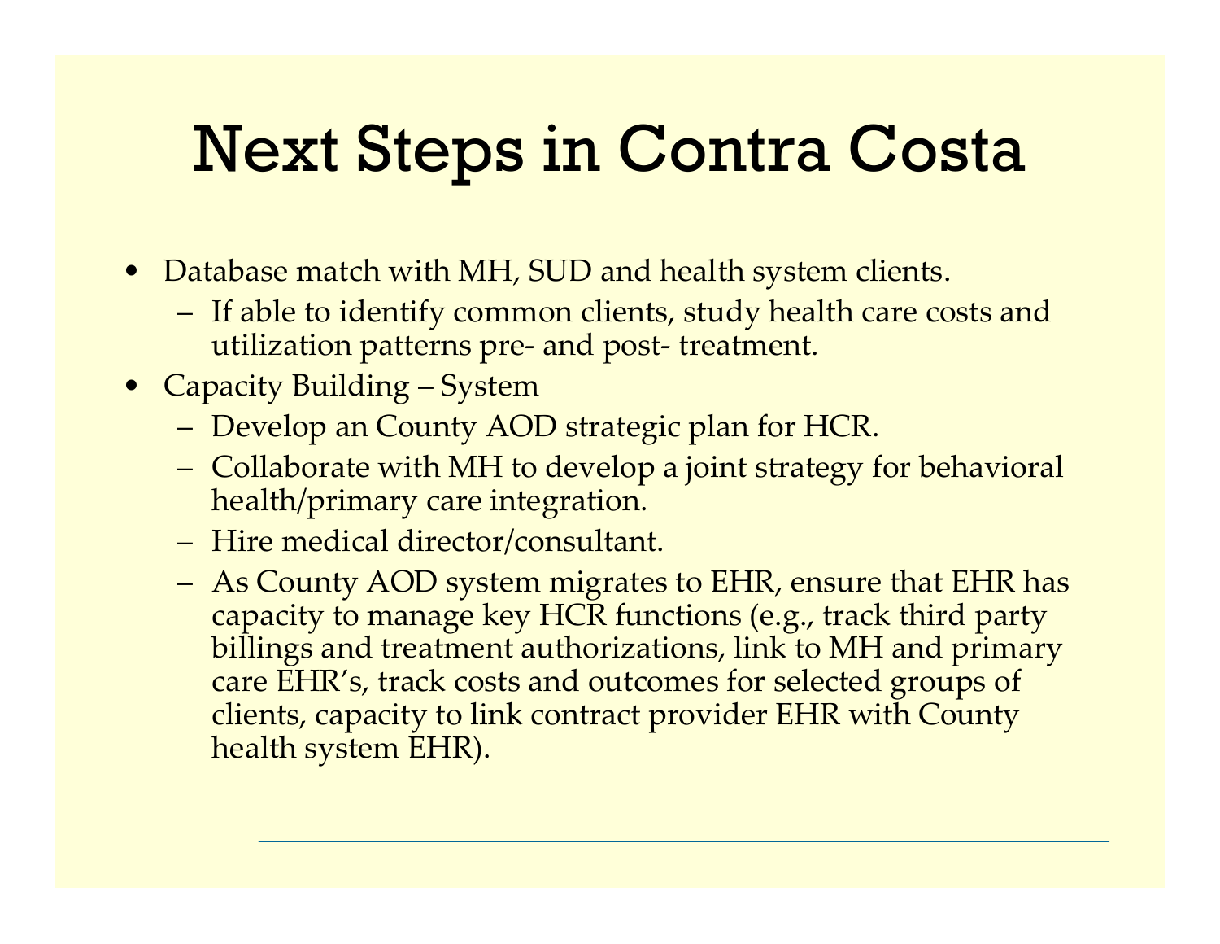# Next Steps in Contra Costa

- Database match with MH, SUD and health system clients.
  - If able to identify common clients, study health care costs and utilization patterns pre- and post- treatment.
- Capacity Building – System
  - Develop an County AOD strategic plan for HCR.
  - Collaborate with MH to develop a joint strategy for behavioral health/primary care integration.
  - Hire medical director/consultant.
  - As County AOD system migrates to EHR, ensure that EHR has capacity to manage key HCR functions (e.g., track third party billings and treatment authorizations, link to MH and primary care EHR's, track costs and outcomes for selected groups of clients, capacity to link contract provider EHR with County health system EHR).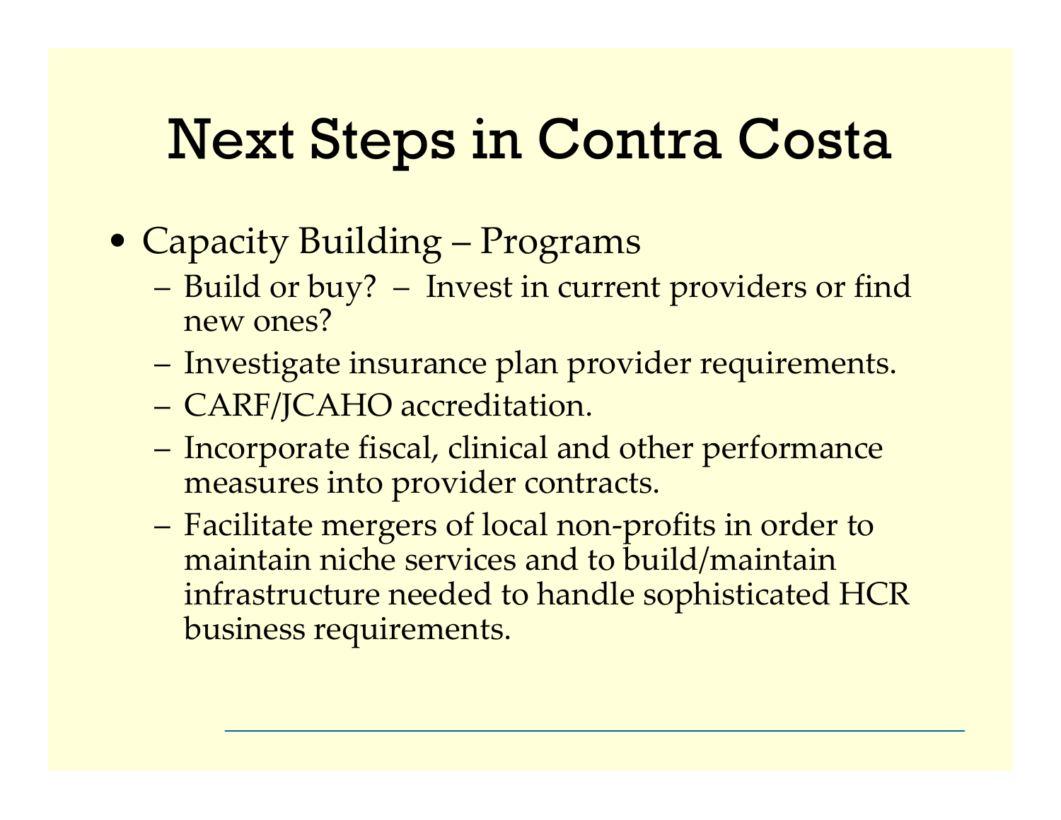# Next Steps in Contra Costa

- Capacity Building – Programs
  - Build or buy? – Invest in current providers or find new ones?
  - Investigate insurance plan provider requirements.
  - CARF/JCAHO accreditation.
  - Incorporate fiscal, clinical and other performance measures into provider contracts.
  - Facilitate mergers of local non-profits in order to maintain niche services and to build/maintain infrastructure needed to handle sophisticated HCR business requirements.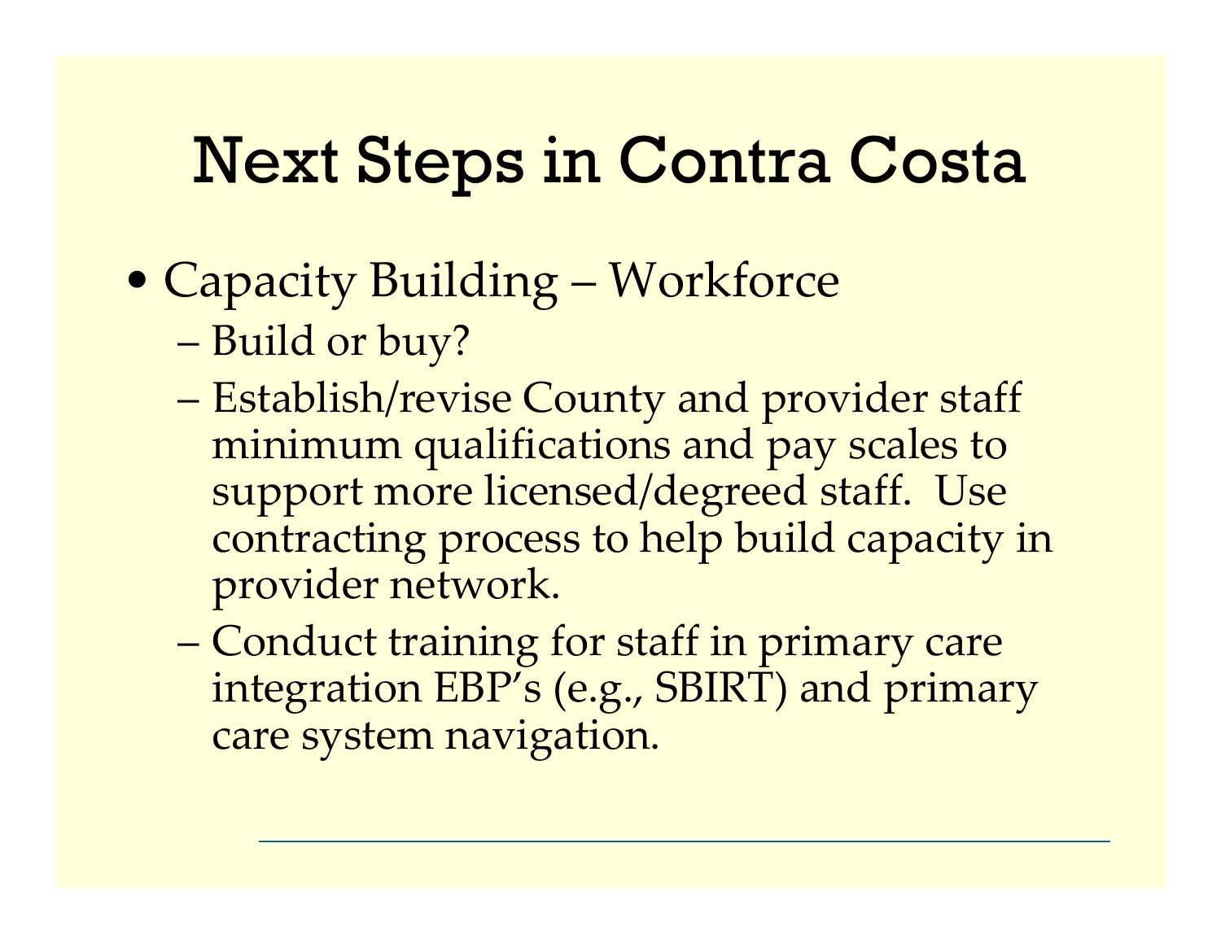# Next Steps in Contra Costa

- Capacity Building – Workforce
  - Build or buy?
  - Establish/revise County and provider staff minimum qualifications and pay scales to support more licensed/degreed staff. Use contracting process to help build capacity in provider network.
  - Conduct training for staff in primary care integration EBP's (e.g., SBIRT) and primary care system navigation.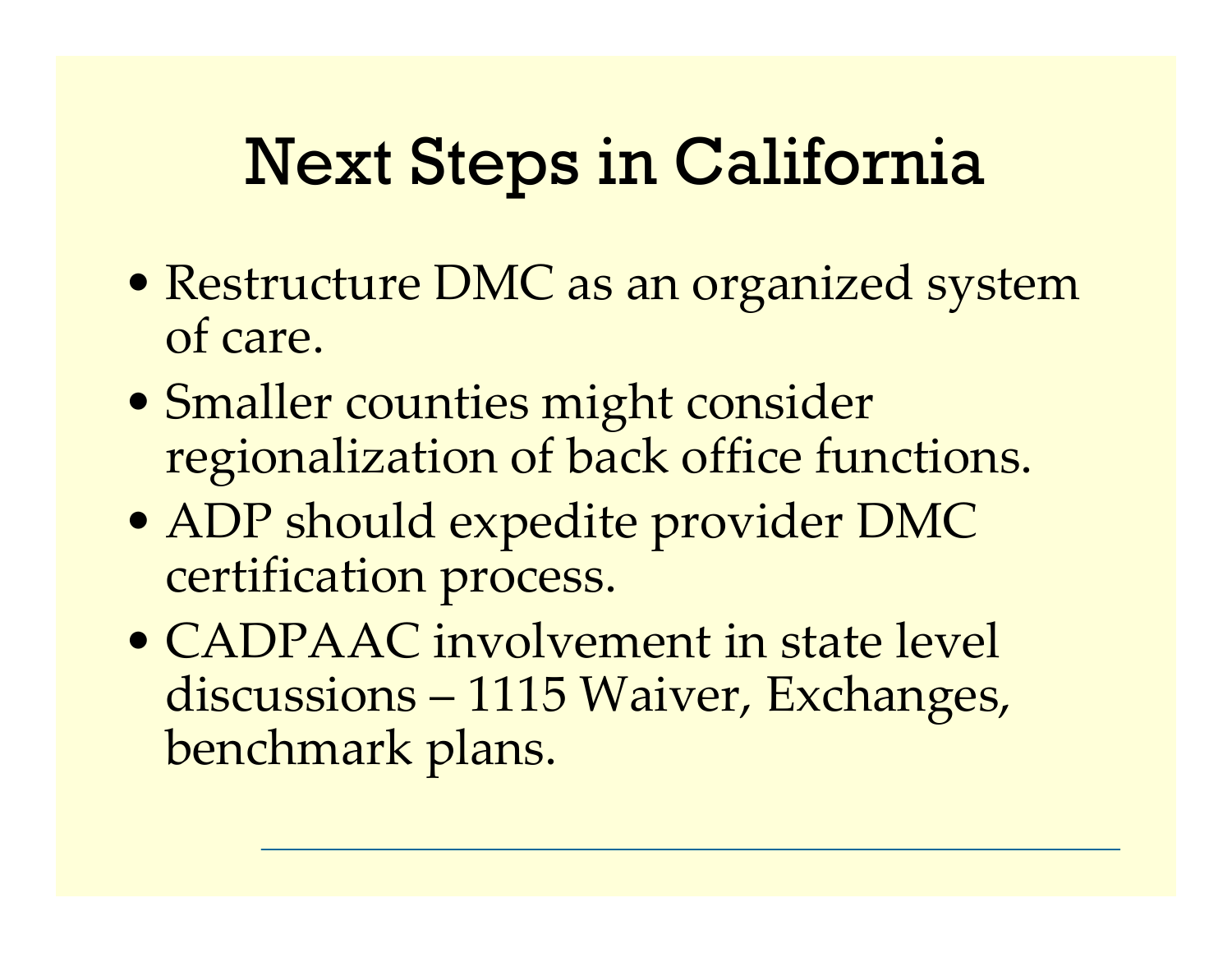# Next Steps in California

- Restructure DMC as an organized system of care.
- Smaller counties might consider regionalization of back office functions.
- ADP should expedite provider DMC certification process.
- CADPAAC involvement in state level discussions – 1115 Waiver, Exchanges, benchmark plans.